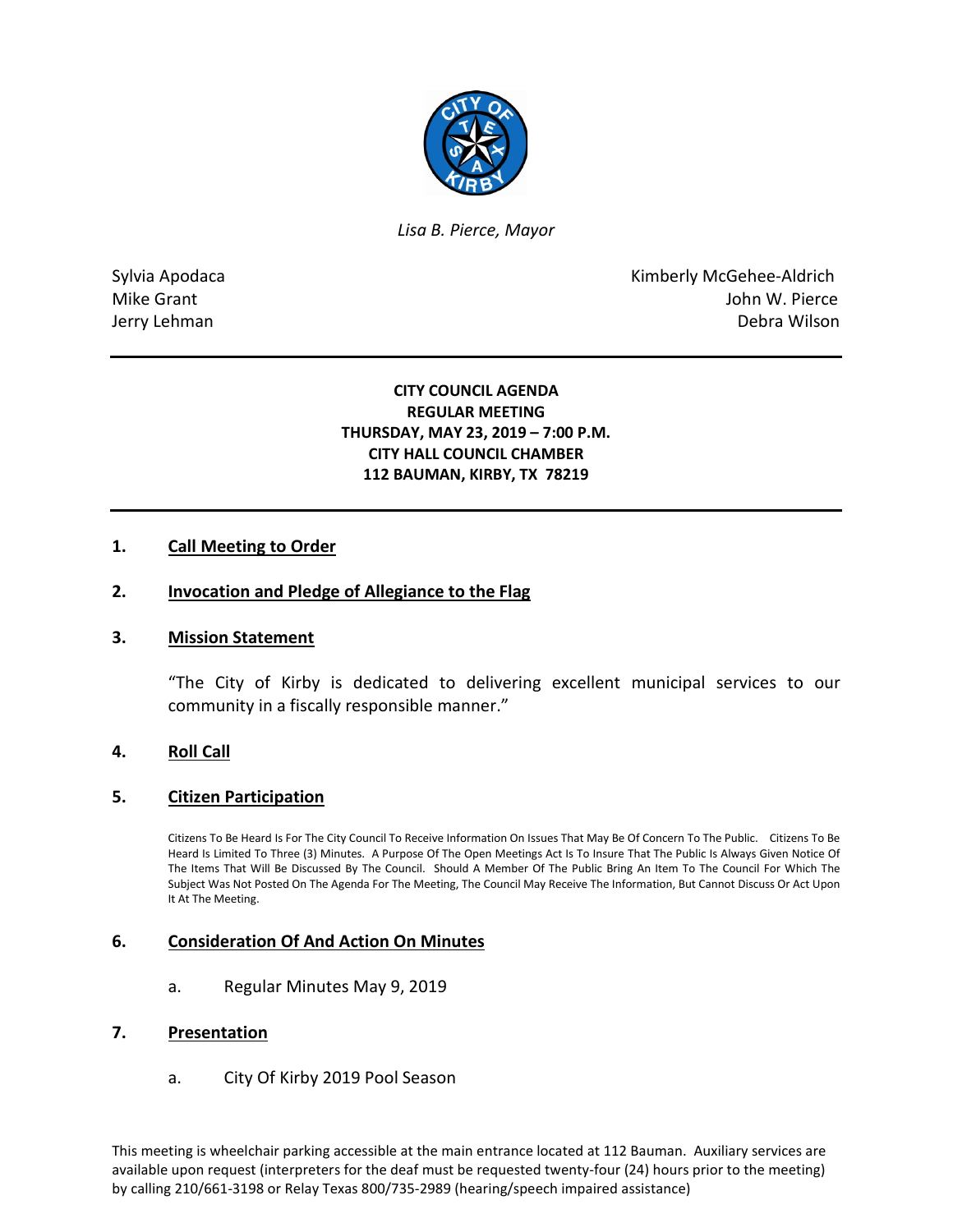*Lisa B. Pierce, Mayor*

Sylvia Apodaca
Mike Grant
Jerry Lehman

Kimberly McGehee-Aldrich
John W. Pierce
Debra Wilson

**CITY COUNCIL AGENDA**
**REGULAR MEETING**
**THURSDAY, MAY 23, 2019 – 7:00 P.M.**
**CITY HALL COUNCIL CHAMBER**
**112 BAUMAN, KIRBY, TX 78219**

## 1. Call Meeting to Order

## 2. Invocation and Pledge of Allegiance to the Flag

## 3. Mission Statement

"The City of Kirby is dedicated to delivering excellent municipal services to our community in a fiscally responsible manner."

## 4. Roll Call

## 5. Citizen Participation

Citizens To Be Heard Is For The City Council To Receive Information On Issues That May Be Of Concern To The Public. Citizens To Be Heard Is Limited To Three (3) Minutes. A Purpose Of The Open Meetings Act Is To Insure That The Public Is Always Given Notice Of The Items That Will Be Discussed By The Council. Should A Member Of The Public Bring An Item To The Council For Which The Subject Was Not Posted On The Agenda For The Meeting, The Council May Receive The Information, But Cannot Discuss Or Act Upon It At The Meeting.

## 6. Consideration Of And Action On Minutes

a. Regular Minutes May 9, 2019

## 7. Presentation

a. City Of Kirby 2019 Pool Season

This meeting is wheelchair parking accessible at the main entrance located at 112 Bauman. Auxiliary services are available upon request (interpreters for the deaf must be requested twenty-four (24) hours prior to the meeting) by calling 210/661-3198 or Relay Texas 800/735-2989 (hearing/speech impaired assistance)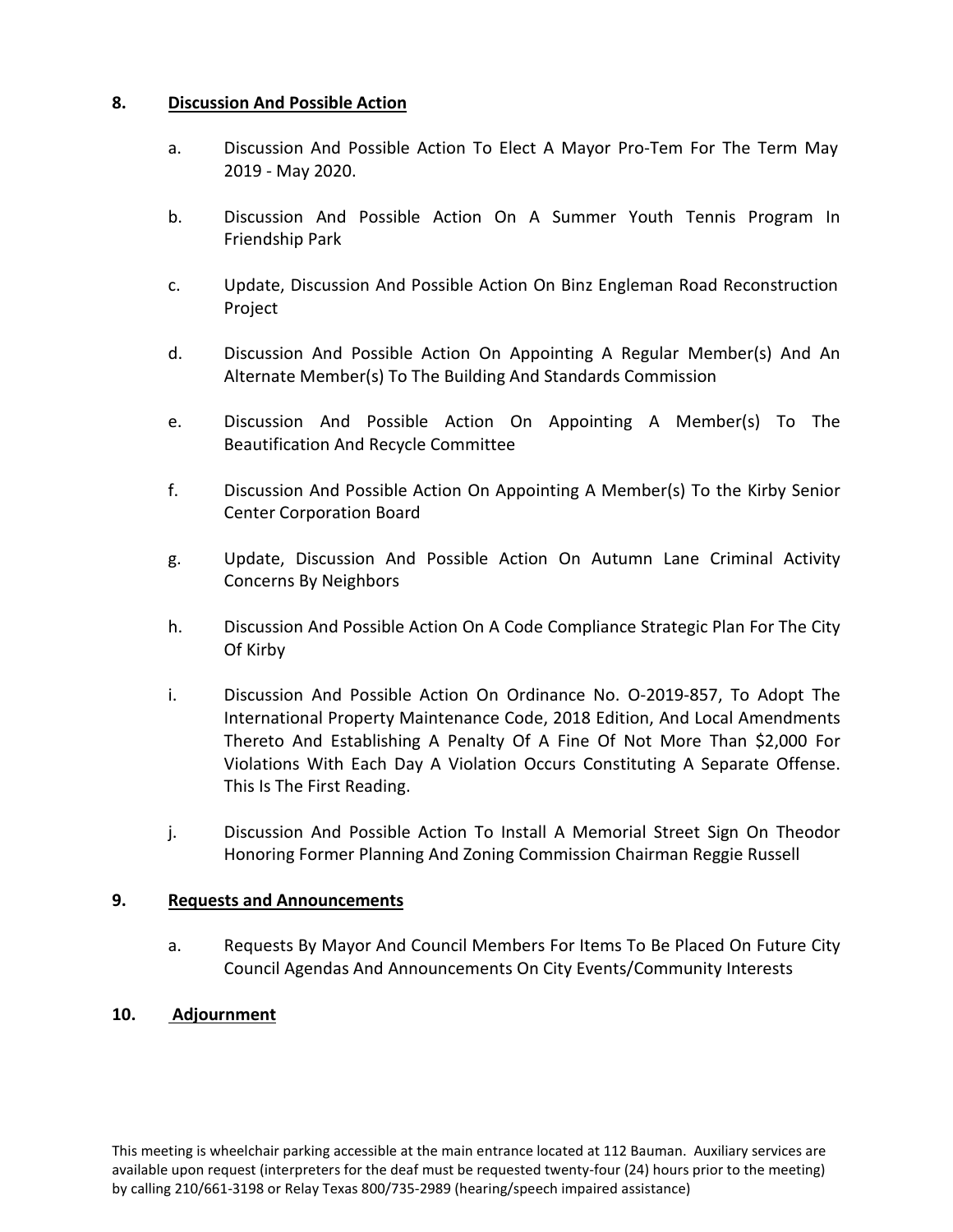## 8. Discussion And Possible Action

a. Discussion And Possible Action To Elect A Mayor Pro-Tem For The Term May 2019 - May 2020.

b. Discussion And Possible Action On A Summer Youth Tennis Program In Friendship Park

c. Update, Discussion And Possible Action On Binz Engleman Road Reconstruction Project

d. Discussion And Possible Action On Appointing A Regular Member(s) And An Alternate Member(s) To The Building And Standards Commission

e. Discussion And Possible Action On Appointing A Member(s) To The Beautification And Recycle Committee

f. Discussion And Possible Action On Appointing A Member(s) To the Kirby Senior Center Corporation Board

g. Update, Discussion And Possible Action On Autumn Lane Criminal Activity Concerns By Neighbors

h. Discussion And Possible Action On A Code Compliance Strategic Plan For The City Of Kirby

i. Discussion And Possible Action On Ordinance No. O-2019-857, To Adopt The International Property Maintenance Code, 2018 Edition, And Local Amendments Thereto And Establishing A Penalty Of A Fine Of Not More Than $2,000 For Violations With Each Day A Violation Occurs Constituting A Separate Offense. This Is The First Reading.

j. Discussion And Possible Action To Install A Memorial Street Sign On Theodor Honoring Former Planning And Zoning Commission Chairman Reggie Russell

## 9. Requests and Announcements

a. Requests By Mayor And Council Members For Items To Be Placed On Future City Council Agendas And Announcements On City Events/Community Interests

## 10. Adjournment

This meeting is wheelchair parking accessible at the main entrance located at 112 Bauman. Auxiliary services are available upon request (interpreters for the deaf must be requested twenty-four (24) hours prior to the meeting) by calling 210/661-3198 or Relay Texas 800/735-2989 (hearing/speech impaired assistance)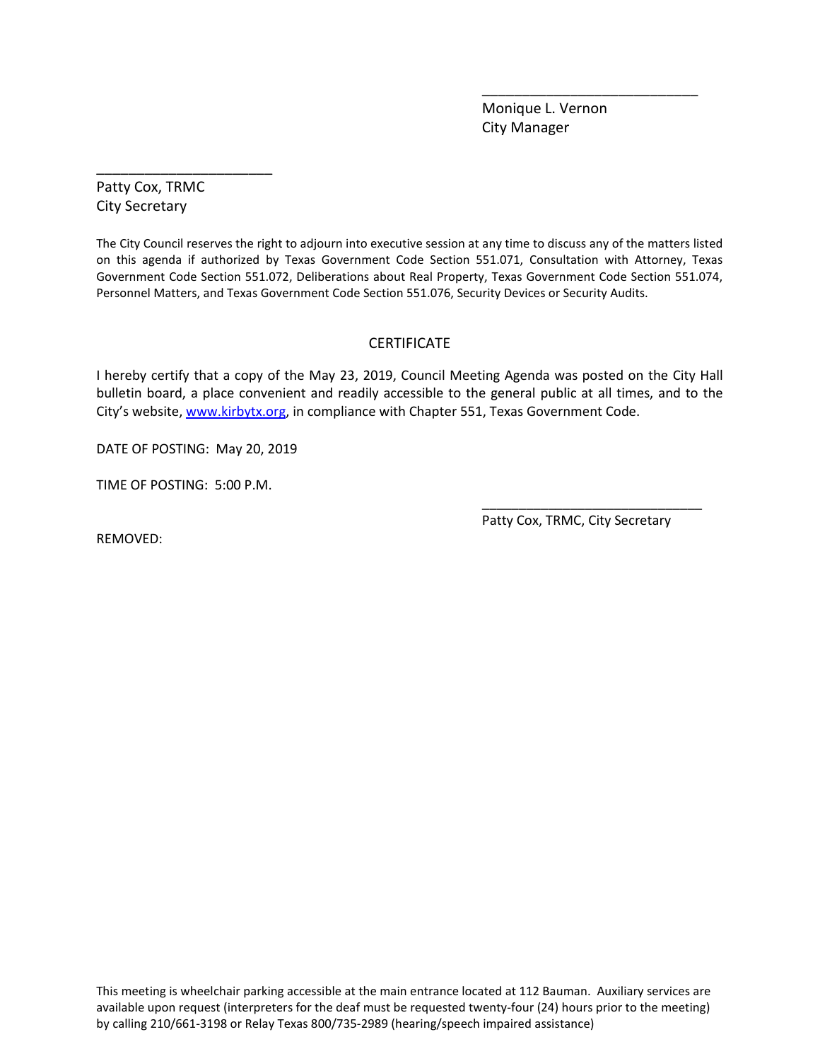\_\_\_\_\_\_\_\_\_\_\_\_\_\_\_\_\_\_\_\_\_\_\_\_\_\_\_\_

Monique L. Vernon
City Manager

\_\_\_\_\_\_\_\_\_\_\_\_\_\_\_\_\_\_\_\_\_\_\_

Patty Cox, TRMC
City Secretary

The City Council reserves the right to adjourn into executive session at any time to discuss any of the matters listed on this agenda if authorized by Texas Government Code Section 551.071, Consultation with Attorney, Texas Government Code Section 551.072, Deliberations about Real Property, Texas Government Code Section 551.074, Personnel Matters, and Texas Government Code Section 551.076, Security Devices or Security Audits.

## CERTIFICATE

I hereby certify that a copy of the May 23, 2019, Council Meeting Agenda was posted on the City Hall bulletin board, a place convenient and readily accessible to the general public at all times, and to the City's website, [www.kirbytx.org](http://www.kirbytx.org), in compliance with Chapter 551, Texas Government Code.

DATE OF POSTING: May 20, 2019

TIME OF POSTING: 5:00 P.M.

\_\_\_\_\_\_\_\_\_\_\_\_\_\_\_\_\_\_\_\_\_\_\_\_\_\_\_\_\_\_

Patty Cox, TRMC, City Secretary

REMOVED:

This meeting is wheelchair parking accessible at the main entrance located at 112 Bauman. Auxiliary services are available upon request (interpreters for the deaf must be requested twenty-four (24) hours prior to the meeting) by calling 210/661-3198 or Relay Texas 800/735-2989 (hearing/speech impaired assistance)